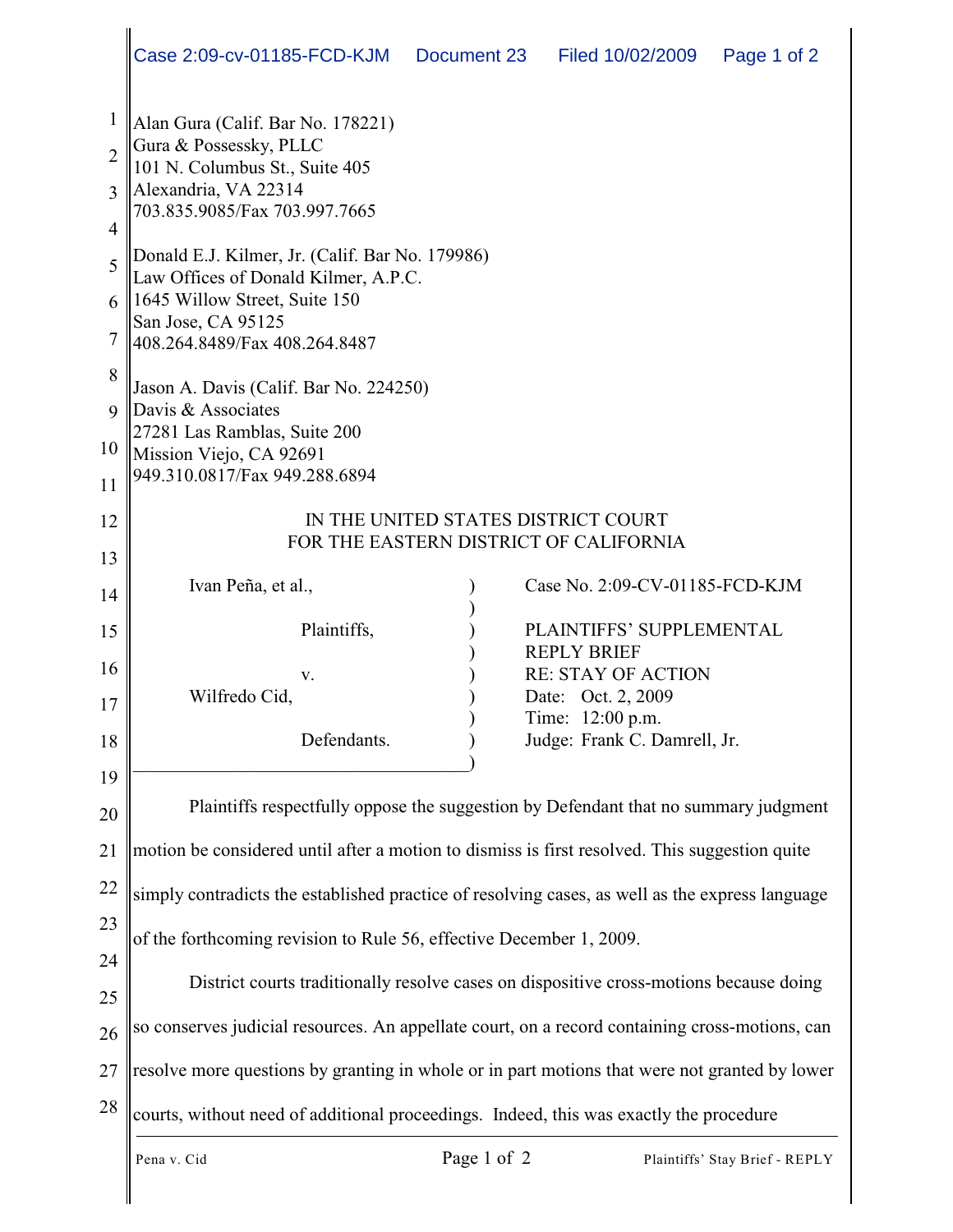Alan Gura (Calif. Bar No. 178221)
Gura & Possessky, PLLC
101 N. Columbus St., Suite 405
Alexandria, VA 22314
703.835.9085/Fax 703.997.7665

Donald E.J. Kilmer, Jr. (Calif. Bar No. 179986)
Law Offices of Donald Kilmer, A.P.C.
1645 Willow Street, Suite 150
San Jose, CA 95125
408.264.8489/Fax 408.264.8487

Jason A. Davis (Calif. Bar No. 224250)
Davis & Associates
27281 Las Ramblas, Suite 200
Mission Viejo, CA 92691
949.310.0817/Fax 949.288.6894

IN THE UNITED STATES DISTRICT COURT
FOR THE EASTERN DISTRICT OF CALIFORNIA

| | |
|---|---|
| Ivan Peña, et al., Plaintiffs, v. Wilfredo Cid, Defendants. | Case No. 2:09-CV-01185-FCD-KJM<br><br>PLAINTIFFS' SUPPLEMENTAL REPLY BRIEF RE: STAY OF ACTION<br>Date: Oct. 2, 2009<br>Time: 12:00 p.m.<br>Judge: Frank C. Damrell, Jr. |

Plaintiffs respectfully oppose the suggestion by Defendant that no summary judgment motion be considered until after a motion to dismiss is first resolved. This suggestion quite simply contradicts the established practice of resolving cases, as well as the express language of the forthcoming revision to Rule 56, effective December 1, 2009.

District courts traditionally resolve cases on dispositive cross-motions because doing so conserves judicial resources. An appellate court, on a record containing cross-motions, can resolve more questions by granting in whole or in part motions that were not granted by lower courts, without need of additional proceedings. Indeed, this was exactly the procedure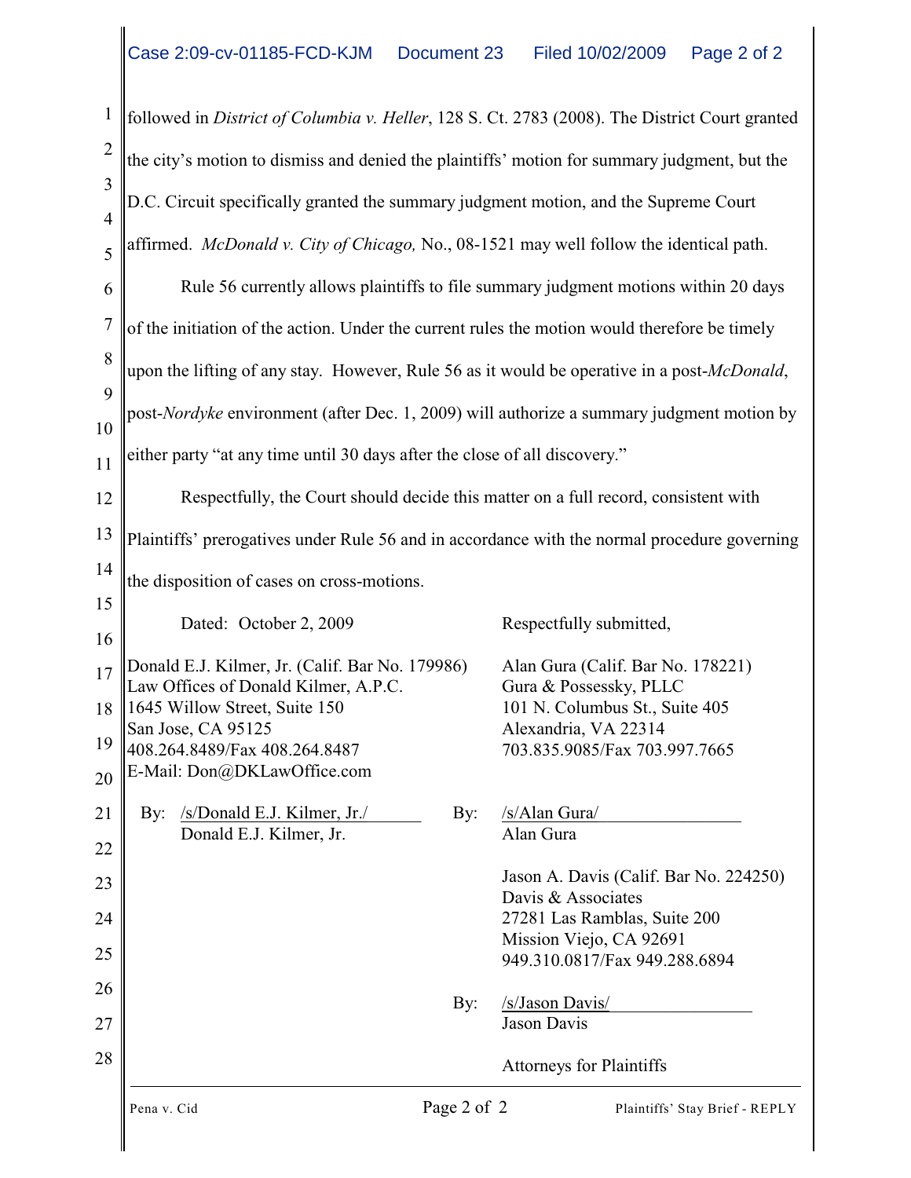followed in *District of Columbia v. Heller*, 128 S. Ct. 2783 (2008). The District Court granted the city's motion to dismiss and denied the plaintiffs' motion for summary judgment, but the D.C. Circuit specifically granted the summary judgment motion, and the Supreme Court affirmed. *McDonald v. City of Chicago,* No., 08-1521 may well follow the identical path.

Rule 56 currently allows plaintiffs to file summary judgment motions within 20 days of the initiation of the action. Under the current rules the motion would therefore be timely upon the lifting of any stay. However, Rule 56 as it would be operative in a post-*McDonald*, post-*Nordyke* environment (after Dec. 1, 2009) will authorize a summary judgment motion by either party "at any time until 30 days after the close of all discovery."

Respectfully, the Court should decide this matter on a full record, consistent with Plaintiffs' prerogatives under Rule 56 and in accordance with the normal procedure governing the disposition of cases on cross-motions.

Dated: October 2, 2009

Respectfully submitted,

Donald E.J. Kilmer, Jr. (Calif. Bar No. 179986)
Law Offices of Donald Kilmer, A.P.C.
1645 Willow Street, Suite 150
San Jose, CA 95125
408.264.8489/Fax 408.264.8487
E-Mail: Don@DKLawOffice.com

By: /s/Donald E.J. Kilmer, Jr./
Donald E.J. Kilmer, Jr.

Alan Gura (Calif. Bar No. 178221)
Gura & Possessky, PLLC
101 N. Columbus St., Suite 405
Alexandria, VA 22314
703.835.9085/Fax 703.997.7665

By: /s/Alan Gura/
Alan Gura

Jason A. Davis (Calif. Bar No. 224250)
Davis & Associates
27281 Las Ramblas, Suite 200
Mission Viejo, CA 92691
949.310.0817/Fax 949.288.6894

By: /s/Jason Davis/
Jason Davis

Attorneys for Plaintiffs